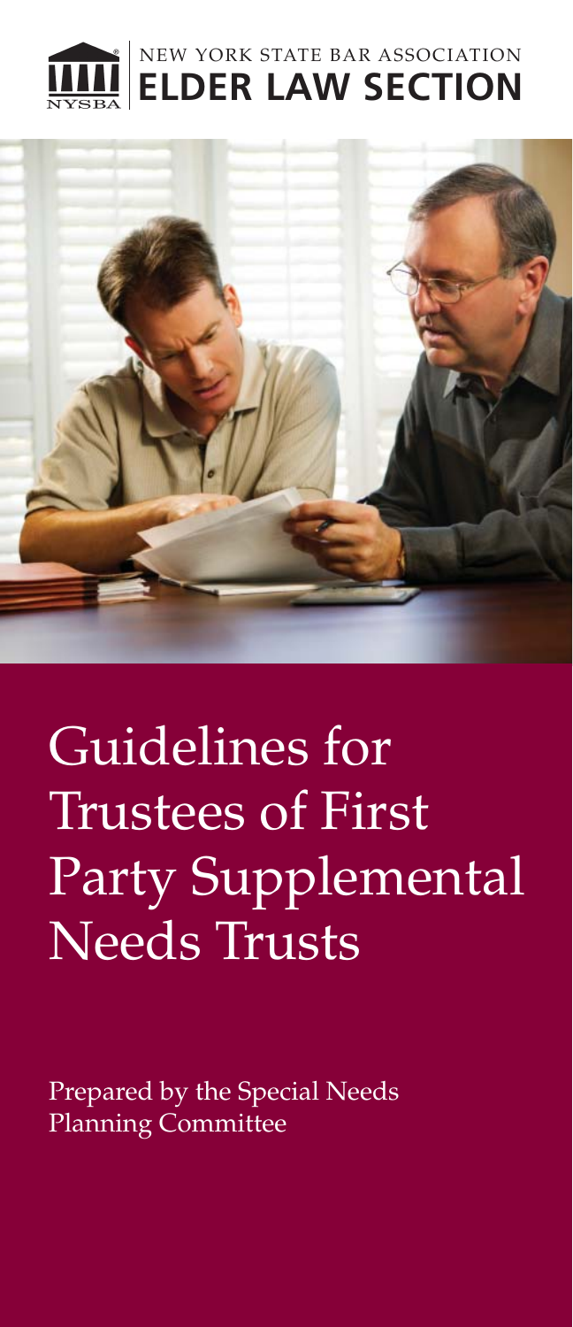NEW YORK STATE BAR ASSOCIATION
**ELDER LAW SECTION**

# Guidelines for Trustees of First Party Supplemental Needs Trusts

Prepared by the Special Needs Planning Committee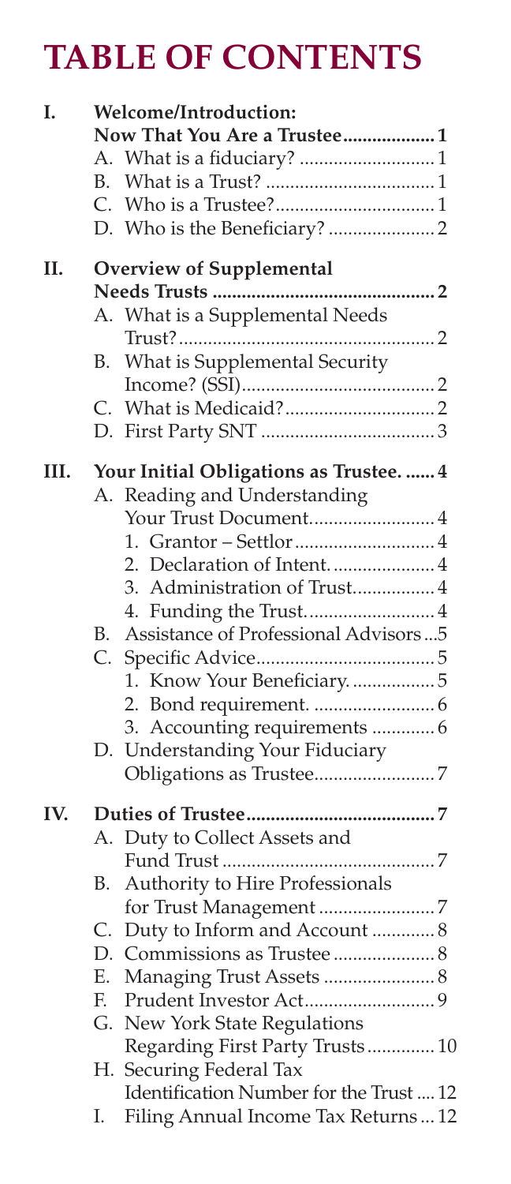# TABLE OF CONTENTS

**I. Welcome/Introduction: Now That You Are a Trustee** .................. 1

- A. What is a fiduciary? .......................... 1
- B. What is a Trust? .................................. 1
- C. Who is a Trustee? ................................ 1
- D. Who is the Beneficiary? ..................... 2

**II. Overview of Supplemental Needs Trusts** ............................................. 2

- A. What is a Supplemental Needs Trust? .................................................... 2
- B. What is Supplemental Security Income? (SSI) ....................................... 2
- C. What is Medicaid? .............................. 2
- D. First Party SNT ................................... 3

**III. Your Initial Obligations as Trustee.** ...... 4

- A. Reading and Understanding Your Trust Document ......................... 4
  1. Grantor – Settlor ........................... 4
  2. Declaration of Intent. .................... 4
  3. Administration of Trust. ............... 4
  4. Funding the Trust. ......................... 4
- B. Assistance of Professional Advisors ...5
- C. Specific Advice .................................... 5
  1. Know Your Beneficiary. ................ 5
  2. Bond requirement. ........................ 6
  3. Accounting requirements ............ 6
- D. Understanding Your Fiduciary Obligations as Trustee ........................ 7

**IV. Duties of Trustee** ....................................... 7

- A. Duty to Collect Assets and Fund Trust ........................................... 7
- B. Authority to Hire Professionals for Trust Management ....................... 7
- C. Duty to Inform and Account ............ 8
- D. Commissions as Trustee .................... 8
- E. Managing Trust Assets ...................... 8
- F. Prudent Investor Act .......................... 9
- G. New York State Regulations Regarding First Party Trusts ............. 10
- H. Securing Federal Tax Identification Number for the Trust .... 12
- I. Filing Annual Income Tax Returns ... 12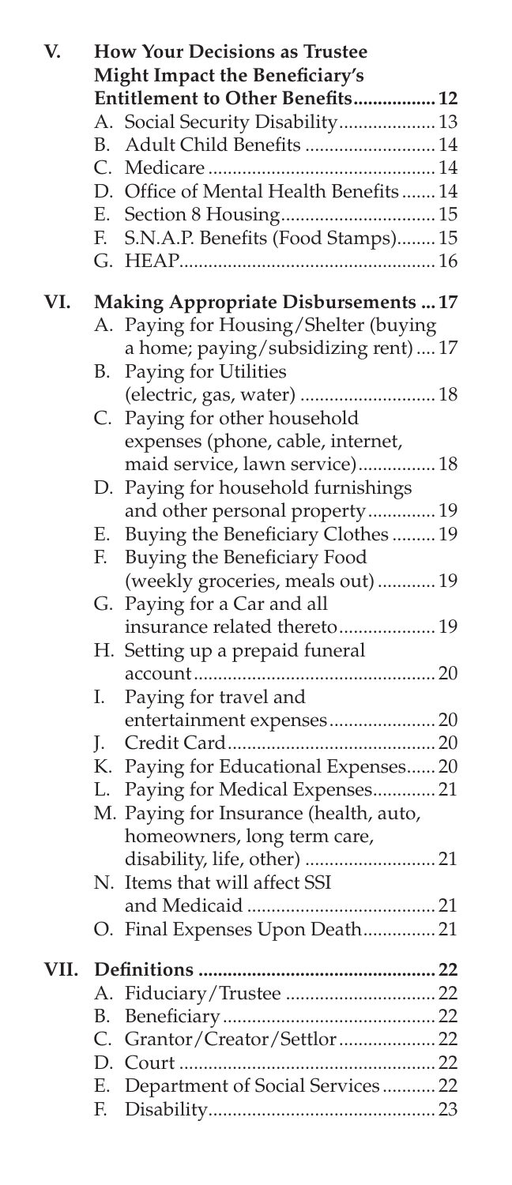**V. How Your Decisions as Trustee Might Impact the Beneficiary's Entitlement to Other Benefits................. 12**

A. Social Security Disability.................... 13
B. Adult Child Benefits .......................... 14
C. Medicare .............................................. 14
D. Office of Mental Health Benefits....... 14
E. Section 8 Housing................................ 15
F. S.N.A.P. Benefits (Food Stamps)........ 15
G. HEAP.................................................... 16

**VI. Making Appropriate Disbursements ... 17**

A. Paying for Housing/Shelter (buying a home; paying/subsidizing rent).... 17
B. Paying for Utilities (electric, gas, water) ........................... 18
C. Paying for other household expenses (phone, cable, internet, maid service, lawn service)................ 18
D. Paying for household furnishings and other personal property............. 19
E. Buying the Beneficiary Clothes ......... 19
F. Buying the Beneficiary Food (weekly groceries, meals out)............ 19
G. Paying for a Car and all insurance related thereto.................... 19
H. Setting up a prepaid funeral account.................................................. 20
I. Paying for travel and entertainment expenses...................... 20
J. Credit Card........................................... 20
K. Paying for Educational Expenses...... 20
L. Paying for Medical Expenses............ 21
M. Paying for Insurance (health, auto, homeowners, long term care, disability, life, other) .......................... 21
N. Items that will affect SSI and Medicaid ....................................... 21
O. Final Expenses Upon Death............... 21

**VII. Definitions ................................................ 22**

A. Fiduciary/Trustee ............................... 22
B. Beneficiary............................................ 22
C. Grantor/Creator/Settlor.................... 22
D. Court .................................................... 22
E. Department of Social Services........... 22
F. Disability............................................... 23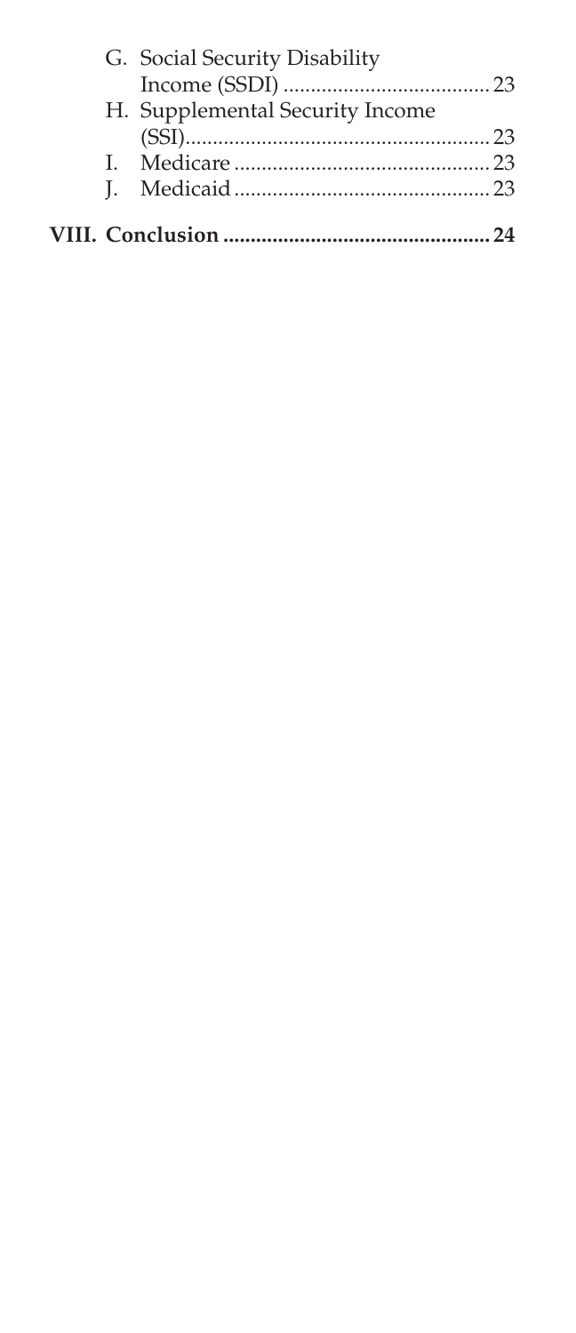- G. Social Security Disability Income (SSDI) ...................................... 23
- H. Supplemental Security Income (SSI)........................................................ 23
- I. Medicare ............................................... 23
- J. Medicaid ............................................... 23

**VIII. Conclusion ................................................ 24**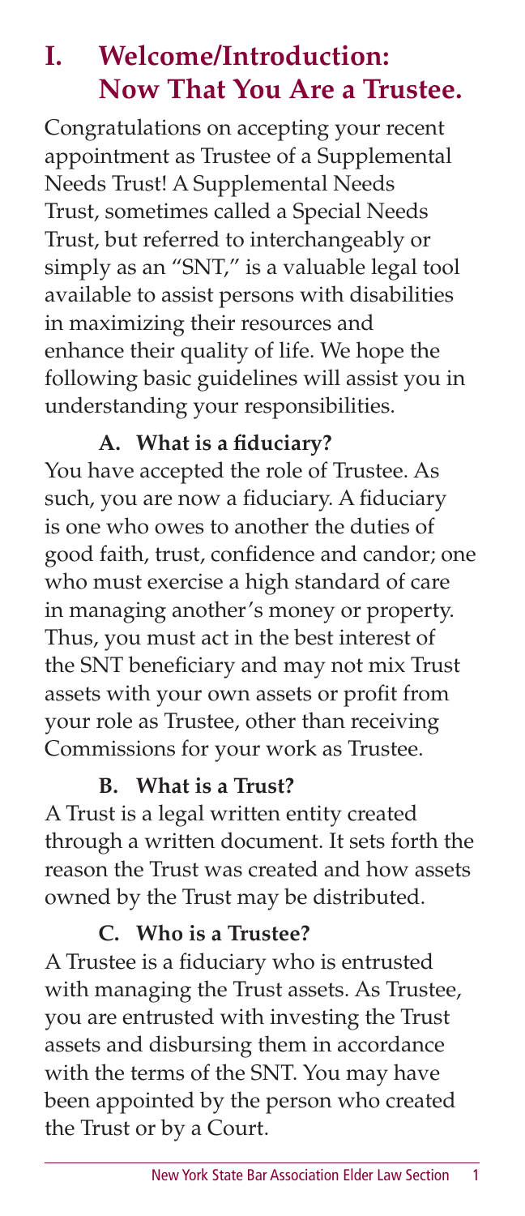# I. Welcome/Introduction: Now That You Are a Trustee.

Congratulations on accepting your recent appointment as Trustee of a Supplemental Needs Trust! A Supplemental Needs Trust, sometimes called a Special Needs Trust, but referred to interchangeably or simply as an "SNT," is a valuable legal tool available to assist persons with disabilities in maximizing their resources and enhance their quality of life. We hope the following basic guidelines will assist you in understanding your responsibilities.

### A. What is a fiduciary?

You have accepted the role of Trustee. As such, you are now a fiduciary. A fiduciary is one who owes to another the duties of good faith, trust, confidence and candor; one who must exercise a high standard of care in managing another's money or property. Thus, you must act in the best interest of the SNT beneficiary and may not mix Trust assets with your own assets or profit from your role as Trustee, other than receiving Commissions for your work as Trustee.

### B. What is a Trust?

A Trust is a legal written entity created through a written document. It sets forth the reason the Trust was created and how assets owned by the Trust may be distributed.

### C. Who is a Trustee?

A Trustee is a fiduciary who is entrusted with managing the Trust assets. As Trustee, you are entrusted with investing the Trust assets and disbursing them in accordance with the terms of the SNT. You may have been appointed by the person who created the Trust or by a Court.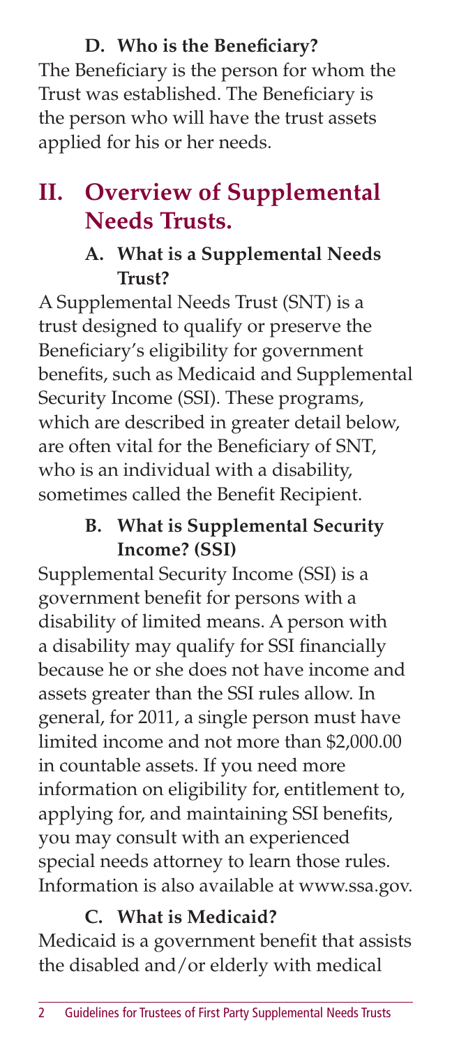### D. Who is the Beneficiary?

The Beneficiary is the person for whom the Trust was established. The Beneficiary is the person who will have the trust assets applied for his or her needs.

## II. Overview of Supplemental Needs Trusts.

### A. What is a Supplemental Needs Trust?

A Supplemental Needs Trust (SNT) is a trust designed to qualify or preserve the Beneficiary's eligibility for government benefits, such as Medicaid and Supplemental Security Income (SSI). These programs, which are described in greater detail below, are often vital for the Beneficiary of SNT, who is an individual with a disability, sometimes called the Benefit Recipient.

### B. What is Supplemental Security Income? (SSI)

Supplemental Security Income (SSI) is a government benefit for persons with a disability of limited means. A person with a disability may qualify for SSI financially because he or she does not have income and assets greater than the SSI rules allow. In general, for 2011, a single person must have limited income and not more than $2,000.00 in countable assets. If you need more information on eligibility for, entitlement to, applying for, and maintaining SSI benefits, you may consult with an experienced special needs attorney to learn those rules. Information is also available at www.ssa.gov.

### C. What is Medicaid?

Medicaid is a government benefit that assists the disabled and/or elderly with medical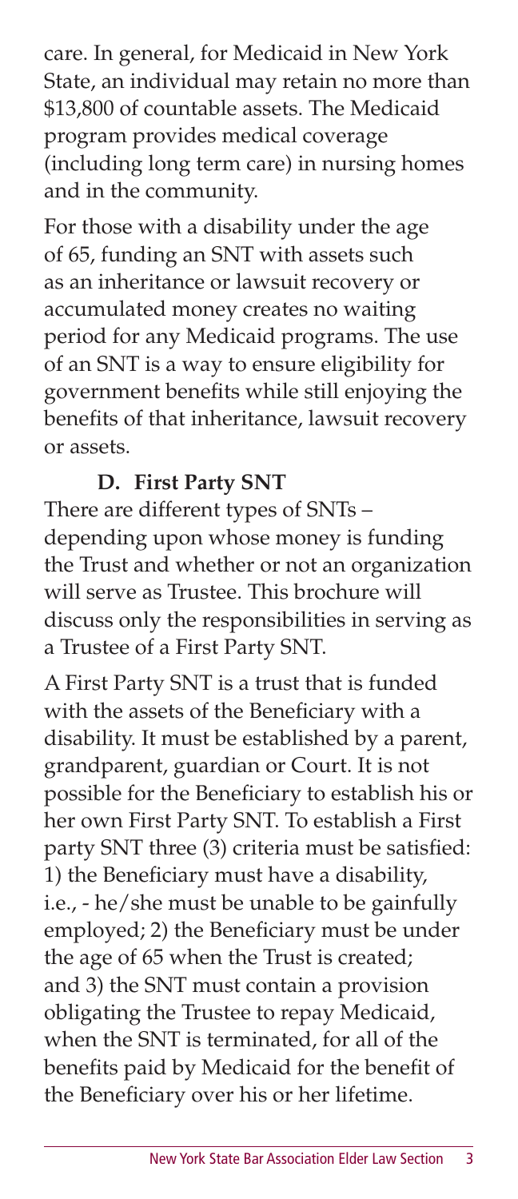care. In general, for Medicaid in New York State, an individual may retain no more than $13,800 of countable assets. The Medicaid program provides medical coverage (including long term care) in nursing homes and in the community.

For those with a disability under the age of 65, funding an SNT with assets such as an inheritance or lawsuit recovery or accumulated money creates no waiting period for any Medicaid programs. The use of an SNT is a way to ensure eligibility for government benefits while still enjoying the benefits of that inheritance, lawsuit recovery or assets.

### D. First Party SNT

There are different types of SNTs – depending upon whose money is funding the Trust and whether or not an organization will serve as Trustee. This brochure will discuss only the responsibilities in serving as a Trustee of a First Party SNT.

A First Party SNT is a trust that is funded with the assets of the Beneficiary with a disability. It must be established by a parent, grandparent, guardian or Court. It is not possible for the Beneficiary to establish his or her own First Party SNT. To establish a First party SNT three (3) criteria must be satisfied: 1) the Beneficiary must have a disability, i.e., - he/she must be unable to be gainfully employed; 2) the Beneficiary must be under the age of 65 when the Trust is created; and 3) the SNT must contain a provision obligating the Trustee to repay Medicaid, when the SNT is terminated, for all of the benefits paid by Medicaid for the benefit of the Beneficiary over his or her lifetime.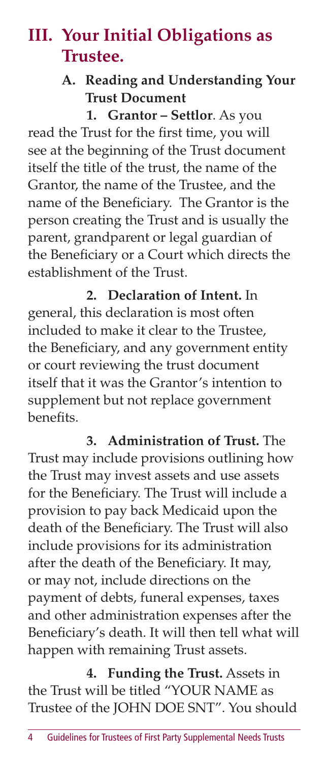## III. Your Initial Obligations as Trustee.

### A. Reading and Understanding Your Trust Document

**1. Grantor – Settlor**. As you read the Trust for the first time, you will see at the beginning of the Trust document itself the title of the trust, the name of the Grantor, the name of the Trustee, and the name of the Beneficiary. The Grantor is the person creating the Trust and is usually the parent, grandparent or legal guardian of the Beneficiary or a Court which directs the establishment of the Trust.

**2. Declaration of Intent.** In general, this declaration is most often included to make it clear to the Trustee, the Beneficiary, and any government entity or court reviewing the trust document itself that it was the Grantor's intention to supplement but not replace government benefits.

**3. Administration of Trust.** The Trust may include provisions outlining how the Trust may invest assets and use assets for the Beneficiary. The Trust will include a provision to pay back Medicaid upon the death of the Beneficiary. The Trust will also include provisions for its administration after the death of the Beneficiary. It may, or may not, include directions on the payment of debts, funeral expenses, taxes and other administration expenses after the Beneficiary's death. It will then tell what will happen with remaining Trust assets.

**4. Funding the Trust.** Assets in the Trust will be titled "YOUR NAME as Trustee of the JOHN DOE SNT". You should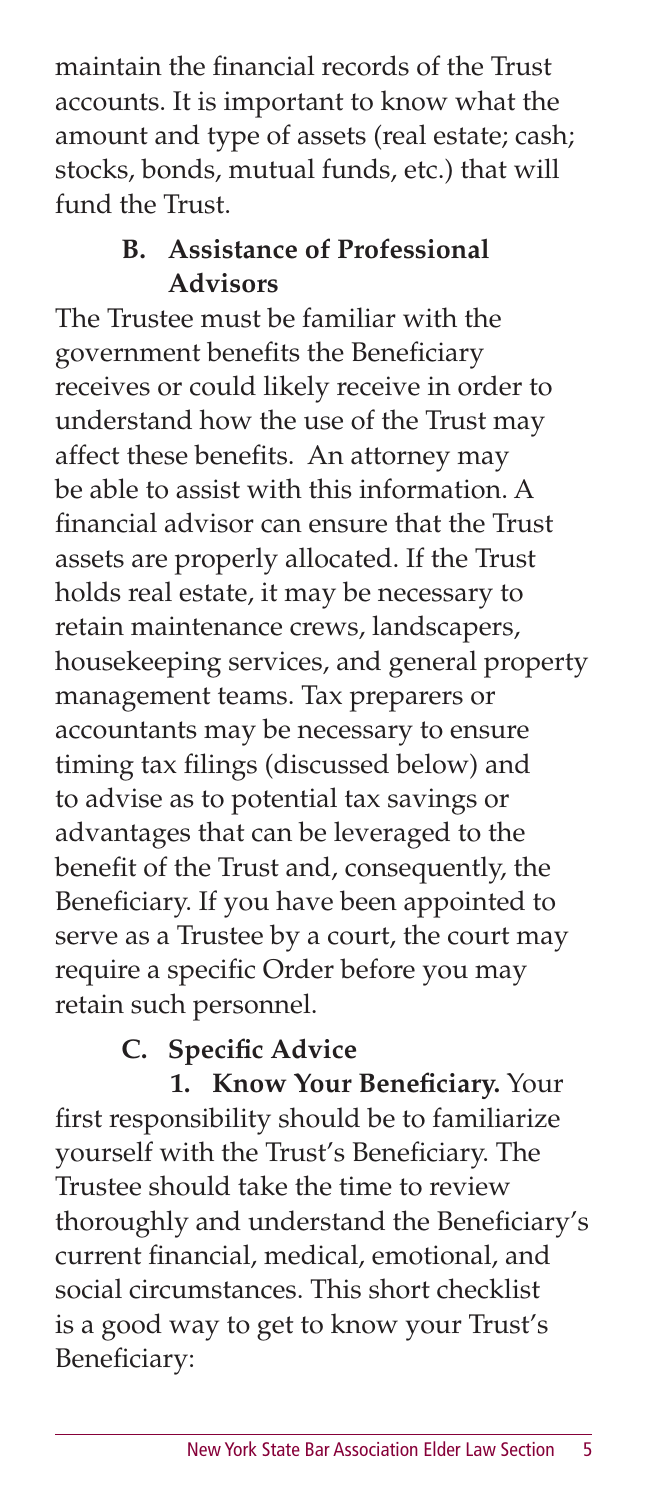maintain the financial records of the Trust accounts. It is important to know what the amount and type of assets (real estate; cash; stocks, bonds, mutual funds, etc.) that will fund the Trust.

### B. Assistance of Professional Advisors

The Trustee must be familiar with the government benefits the Beneficiary receives or could likely receive in order to understand how the use of the Trust may affect these benefits. An attorney may be able to assist with this information. A financial advisor can ensure that the Trust assets are properly allocated. If the Trust holds real estate, it may be necessary to retain maintenance crews, landscapers, housekeeping services, and general property management teams. Tax preparers or accountants may be necessary to ensure timing tax filings (discussed below) and to advise as to potential tax savings or advantages that can be leveraged to the benefit of the Trust and, consequently, the Beneficiary. If you have been appointed to serve as a Trustee by a court, the court may require a specific Order before you may retain such personnel.

### C. Specific Advice

**1. Know Your Beneficiary.** Your first responsibility should be to familiarize yourself with the Trust's Beneficiary. The Trustee should take the time to review thoroughly and understand the Beneficiary's current financial, medical, emotional, and social circumstances. This short checklist is a good way to get to know your Trust's Beneficiary: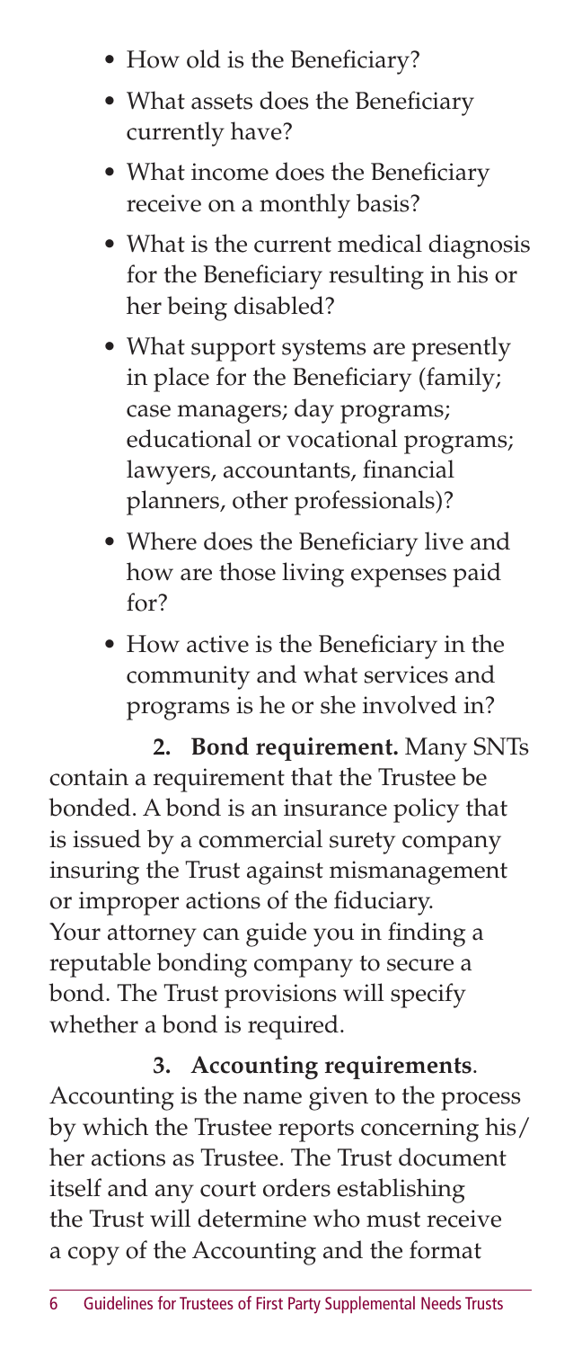- How old is the Beneficiary?
- What assets does the Beneficiary currently have?
- What income does the Beneficiary receive on a monthly basis?
- What is the current medical diagnosis for the Beneficiary resulting in his or her being disabled?
- What support systems are presently in place for the Beneficiary (family; case managers; day programs; educational or vocational programs; lawyers, accountants, financial planners, other professionals)?
- Where does the Beneficiary live and how are those living expenses paid for?
- How active is the Beneficiary in the community and what services and programs is he or she involved in?

**2. Bond requirement.** Many SNTs contain a requirement that the Trustee be bonded. A bond is an insurance policy that is issued by a commercial surety company insuring the Trust against mismanagement or improper actions of the fiduciary. Your attorney can guide you in finding a reputable bonding company to secure a bond. The Trust provisions will specify whether a bond is required.

**3. Accounting requirements**. Accounting is the name given to the process by which the Trustee reports concerning his/her actions as Trustee. The Trust document itself and any court orders establishing the Trust will determine who must receive a copy of the Accounting and the format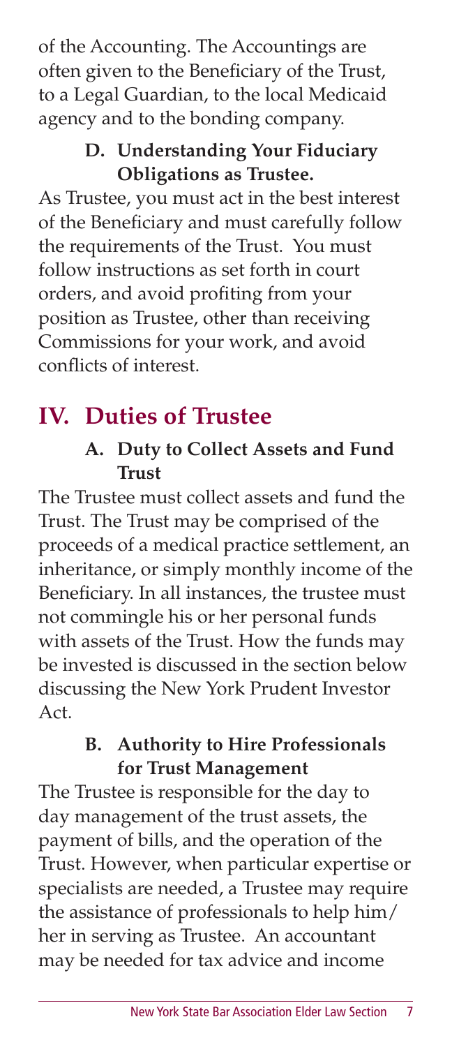of the Accounting. The Accountings are often given to the Beneficiary of the Trust, to a Legal Guardian, to the local Medicaid agency and to the bonding company.

### D. Understanding Your Fiduciary Obligations as Trustee.

As Trustee, you must act in the best interest of the Beneficiary and must carefully follow the requirements of the Trust. You must follow instructions as set forth in court orders, and avoid profiting from your position as Trustee, other than receiving Commissions for your work, and avoid conflicts of interest.

## IV. Duties of Trustee

### A. Duty to Collect Assets and Fund Trust

The Trustee must collect assets and fund the Trust. The Trust may be comprised of the proceeds of a medical practice settlement, an inheritance, or simply monthly income of the Beneficiary. In all instances, the trustee must not commingle his or her personal funds with assets of the Trust. How the funds may be invested is discussed in the section below discussing the New York Prudent Investor Act.

### B. Authority to Hire Professionals for Trust Management

The Trustee is responsible for the day to day management of the trust assets, the payment of bills, and the operation of the Trust. However, when particular expertise or specialists are needed, a Trustee may require the assistance of professionals to help him/her in serving as Trustee. An accountant may be needed for tax advice and income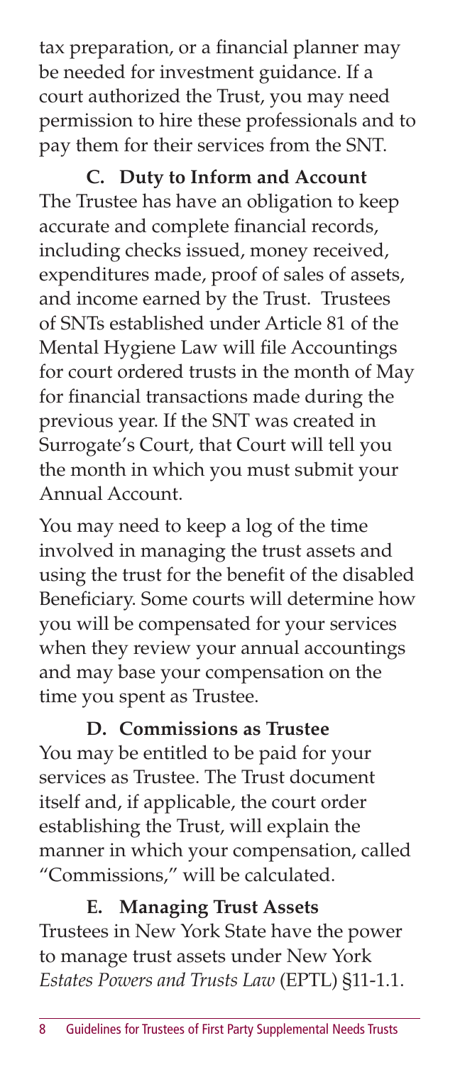tax preparation, or a financial planner may be needed for investment guidance. If a court authorized the Trust, you may need permission to hire these professionals and to pay them for their services from the SNT.

### C. Duty to Inform and Account

The Trustee has have an obligation to keep accurate and complete financial records, including checks issued, money received, expenditures made, proof of sales of assets, and income earned by the Trust. Trustees of SNTs established under Article 81 of the Mental Hygiene Law will file Accountings for court ordered trusts in the month of May for financial transactions made during the previous year. If the SNT was created in Surrogate's Court, that Court will tell you the month in which you must submit your Annual Account.

You may need to keep a log of the time involved in managing the trust assets and using the trust for the benefit of the disabled Beneficiary. Some courts will determine how you will be compensated for your services when they review your annual accountings and may base your compensation on the time you spent as Trustee.

### D. Commissions as Trustee

You may be entitled to be paid for your services as Trustee. The Trust document itself and, if applicable, the court order establishing the Trust, will explain the manner in which your compensation, called "Commissions," will be calculated.

### E. Managing Trust Assets

Trustees in New York State have the power to manage trust assets under New York *Estates Powers and Trusts Law* (EPTL) §11-1.1.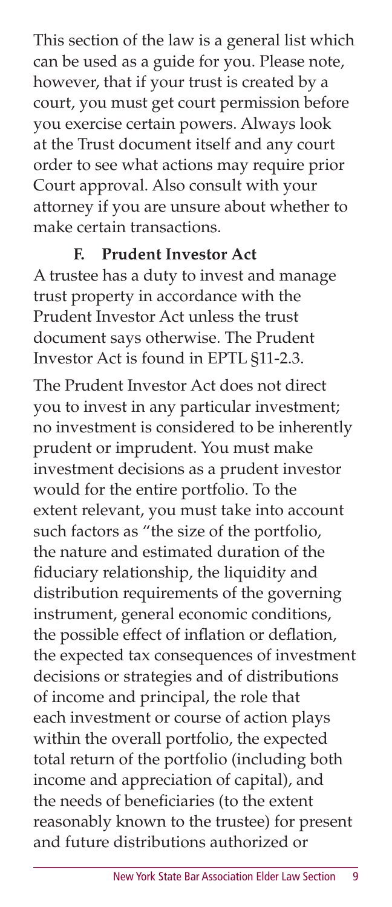This section of the law is a general list which can be used as a guide for you. Please note, however, that if your trust is created by a court, you must get court permission before you exercise certain powers. Always look at the Trust document itself and any court order to see what actions may require prior Court approval. Also consult with your attorney if you are unsure about whether to make certain transactions.

### F. Prudent Investor Act

A trustee has a duty to invest and manage trust property in accordance with the Prudent Investor Act unless the trust document says otherwise. The Prudent Investor Act is found in EPTL §11-2.3.

The Prudent Investor Act does not direct you to invest in any particular investment; no investment is considered to be inherently prudent or imprudent. You must make investment decisions as a prudent investor would for the entire portfolio. To the extent relevant, you must take into account such factors as "the size of the portfolio, the nature and estimated duration of the fiduciary relationship, the liquidity and distribution requirements of the governing instrument, general economic conditions, the possible effect of inflation or deflation, the expected tax consequences of investment decisions or strategies and of distributions of income and principal, the role that each investment or course of action plays within the overall portfolio, the expected total return of the portfolio (including both income and appreciation of capital), and the needs of beneficiaries (to the extent reasonably known to the trustee) for present and future distributions authorized or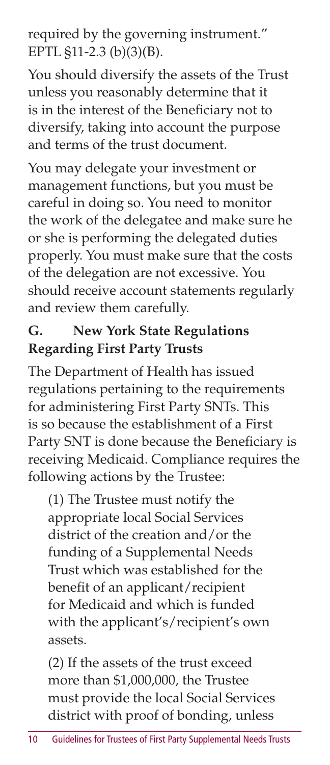required by the governing instrument." EPTL §11-2.3 (b)(3)(B).

You should diversify the assets of the Trust unless you reasonably determine that it is in the interest of the Beneficiary not to diversify, taking into account the purpose and terms of the trust document.

You may delegate your investment or management functions, but you must be careful in doing so. You need to monitor the work of the delegatee and make sure he or she is performing the delegated duties properly. You must make sure that the costs of the delegation are not excessive. You should receive account statements regularly and review them carefully.

### G. New York State Regulations Regarding First Party Trusts

The Department of Health has issued regulations pertaining to the requirements for administering First Party SNTs. This is so because the establishment of a First Party SNT is done because the Beneficiary is receiving Medicaid. Compliance requires the following actions by the Trustee:

(1) The Trustee must notify the appropriate local Social Services district of the creation and/or the funding of a Supplemental Needs Trust which was established for the benefit of an applicant/recipient for Medicaid and which is funded with the applicant's/recipient's own assets.

(2) If the assets of the trust exceed more than $1,000,000, the Trustee must provide the local Social Services district with proof of bonding, unless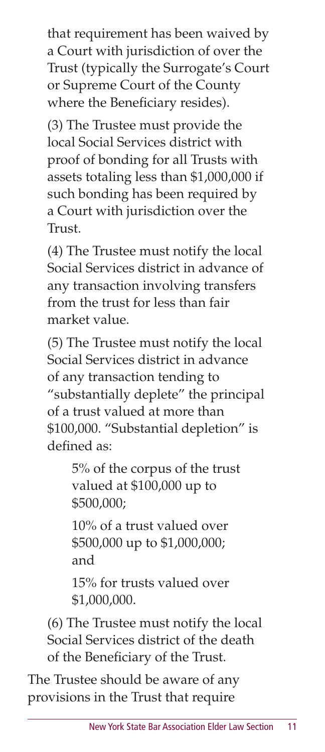that requirement has been waived by a Court with jurisdiction of over the Trust (typically the Surrogate's Court or Supreme Court of the County where the Beneficiary resides).

(3) The Trustee must provide the local Social Services district with proof of bonding for all Trusts with assets totaling less than $1,000,000 if such bonding has been required by a Court with jurisdiction over the Trust.

(4) The Trustee must notify the local Social Services district in advance of any transaction involving transfers from the trust for less than fair market value.

(5) The Trustee must notify the local Social Services district in advance of any transaction tending to "substantially deplete" the principal of a trust valued at more than $100,000. "Substantial depletion" is defined as:

> 5% of the corpus of the trust valued at $100,000 up to $500,000;
>
> 10% of a trust valued over $500,000 up to $1,000,000; and
>
> 15% for trusts valued over $1,000,000.

(6) The Trustee must notify the local Social Services district of the death of the Beneficiary of the Trust.

The Trustee should be aware of any provisions in the Trust that require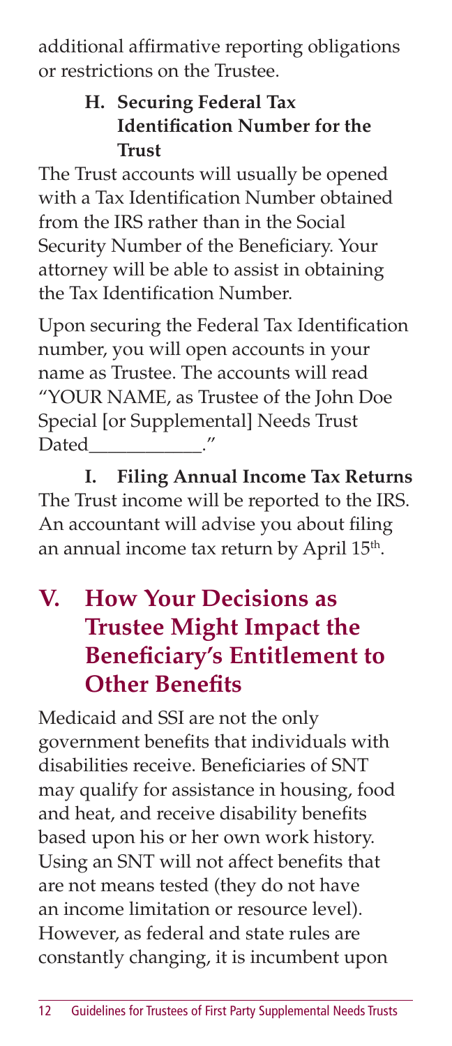additional affirmative reporting obligations or restrictions on the Trustee.

### H. Securing Federal Tax Identification Number for the Trust

The Trust accounts will usually be opened with a Tax Identification Number obtained from the IRS rather than in the Social Security Number of the Beneficiary. Your attorney will be able to assist in obtaining the Tax Identification Number.

Upon securing the Federal Tax Identification number, you will open accounts in your name as Trustee. The accounts will read "YOUR NAME, as Trustee of the John Doe Special [or Supplemental] Needs Trust Dated____________."

### I. Filing Annual Income Tax Returns

The Trust income will be reported to the IRS. An accountant will advise you about filing an annual income tax return by April 15th.

## V. How Your Decisions as Trustee Might Impact the Beneficiary's Entitlement to Other Benefits

Medicaid and SSI are not the only government benefits that individuals with disabilities receive. Beneficiaries of SNT may qualify for assistance in housing, food and heat, and receive disability benefits based upon his or her own work history. Using an SNT will not affect benefits that are not means tested (they do not have an income limitation or resource level). However, as federal and state rules are constantly changing, it is incumbent upon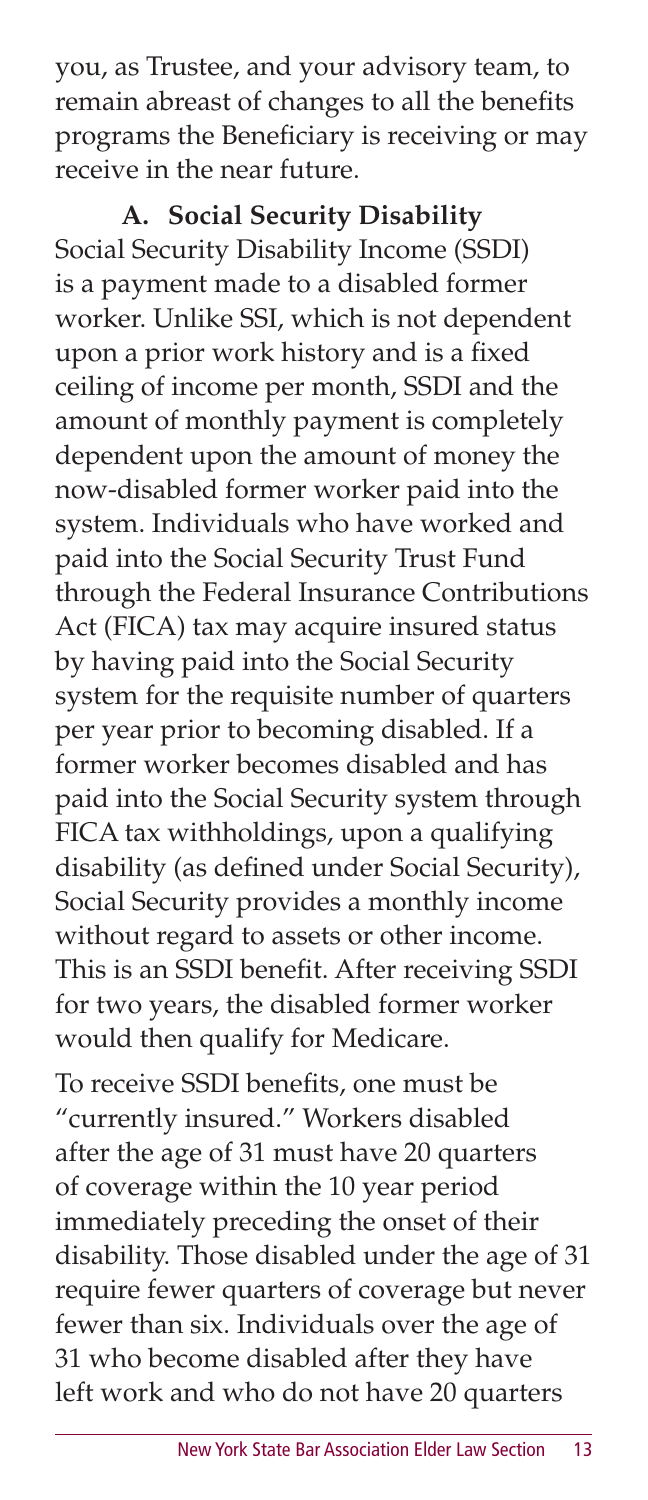you, as Trustee, and your advisory team, to remain abreast of changes to all the benefits programs the Beneficiary is receiving or may receive in the near future.

### A. Social Security Disability

Social Security Disability Income (SSDI) is a payment made to a disabled former worker. Unlike SSI, which is not dependent upon a prior work history and is a fixed ceiling of income per month, SSDI and the amount of monthly payment is completely dependent upon the amount of money the now-disabled former worker paid into the system. Individuals who have worked and paid into the Social Security Trust Fund through the Federal Insurance Contributions Act (FICA) tax may acquire insured status by having paid into the Social Security system for the requisite number of quarters per year prior to becoming disabled. If a former worker becomes disabled and has paid into the Social Security system through FICA tax withholdings, upon a qualifying disability (as defined under Social Security), Social Security provides a monthly income without regard to assets or other income. This is an SSDI benefit. After receiving SSDI for two years, the disabled former worker would then qualify for Medicare.

To receive SSDI benefits, one must be "currently insured." Workers disabled after the age of 31 must have 20 quarters of coverage within the 10 year period immediately preceding the onset of their disability. Those disabled under the age of 31 require fewer quarters of coverage but never fewer than six. Individuals over the age of 31 who become disabled after they have left work and who do not have 20 quarters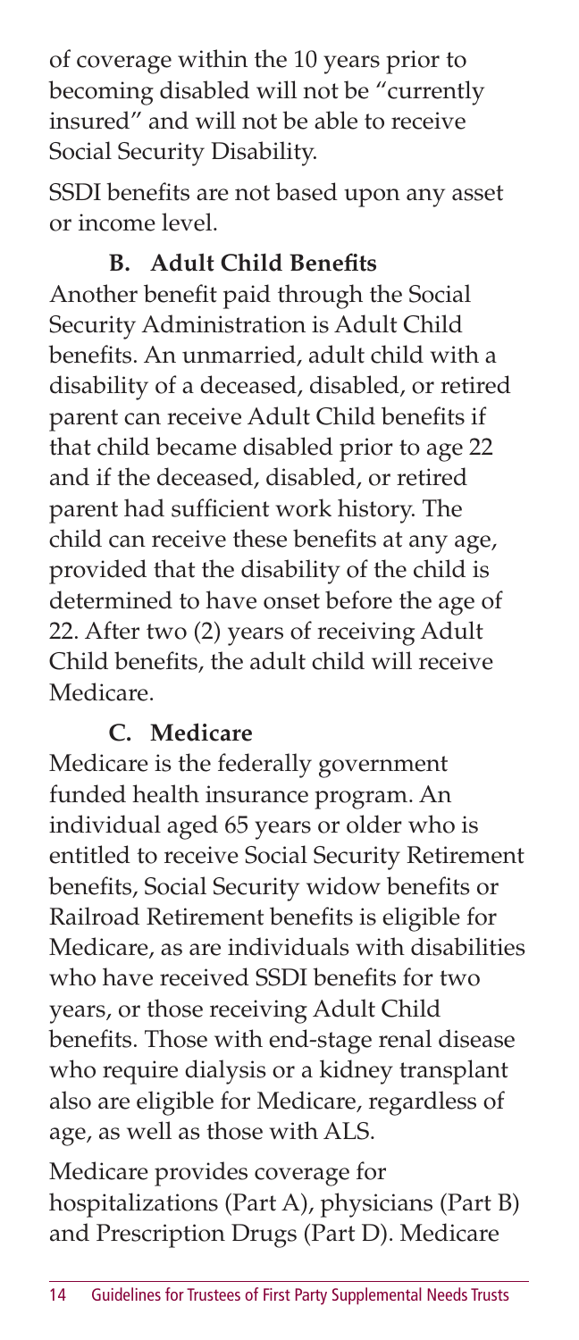of coverage within the 10 years prior to becoming disabled will not be "currently insured" and will not be able to receive Social Security Disability.

SSDI benefits are not based upon any asset or income level.

### B. Adult Child Benefits

Another benefit paid through the Social Security Administration is Adult Child benefits. An unmarried, adult child with a disability of a deceased, disabled, or retired parent can receive Adult Child benefits if that child became disabled prior to age 22 and if the deceased, disabled, or retired parent had sufficient work history. The child can receive these benefits at any age, provided that the disability of the child is determined to have onset before the age of 22. After two (2) years of receiving Adult Child benefits, the adult child will receive Medicare.

### C. Medicare

Medicare is the federally government funded health insurance program. An individual aged 65 years or older who is entitled to receive Social Security Retirement benefits, Social Security widow benefits or Railroad Retirement benefits is eligible for Medicare, as are individuals with disabilities who have received SSDI benefits for two years, or those receiving Adult Child benefits. Those with end-stage renal disease who require dialysis or a kidney transplant also are eligible for Medicare, regardless of age, as well as those with ALS.

Medicare provides coverage for hospitalizations (Part A), physicians (Part B) and Prescription Drugs (Part D). Medicare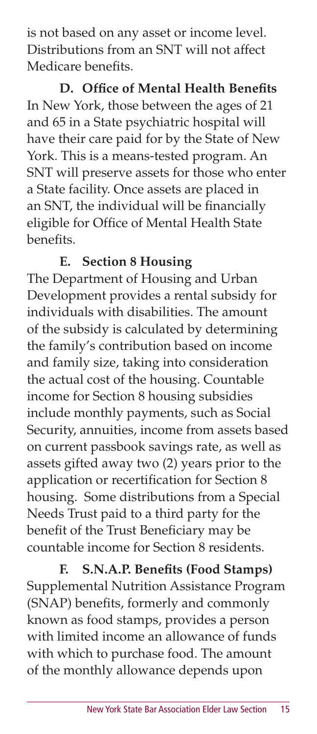is not based on any asset or income level. Distributions from an SNT will not affect Medicare benefits.

### D. Office of Mental Health Benefits

In New York, those between the ages of 21 and 65 in a State psychiatric hospital will have their care paid for by the State of New York. This is a means-tested program. An SNT will preserve assets for those who enter a State facility. Once assets are placed in an SNT, the individual will be financially eligible for Office of Mental Health State benefits.

### E. Section 8 Housing

The Department of Housing and Urban Development provides a rental subsidy for individuals with disabilities. The amount of the subsidy is calculated by determining the family's contribution based on income and family size, taking into consideration the actual cost of the housing. Countable income for Section 8 housing subsidies include monthly payments, such as Social Security, annuities, income from assets based on current passbook savings rate, as well as assets gifted away two (2) years prior to the application or recertification for Section 8 housing. Some distributions from a Special Needs Trust paid to a third party for the benefit of the Trust Beneficiary may be countable income for Section 8 residents.

### F. S.N.A.P. Benefits (Food Stamps)

Supplemental Nutrition Assistance Program (SNAP) benefits, formerly and commonly known as food stamps, provides a person with limited income an allowance of funds with which to purchase food. The amount of the monthly allowance depends upon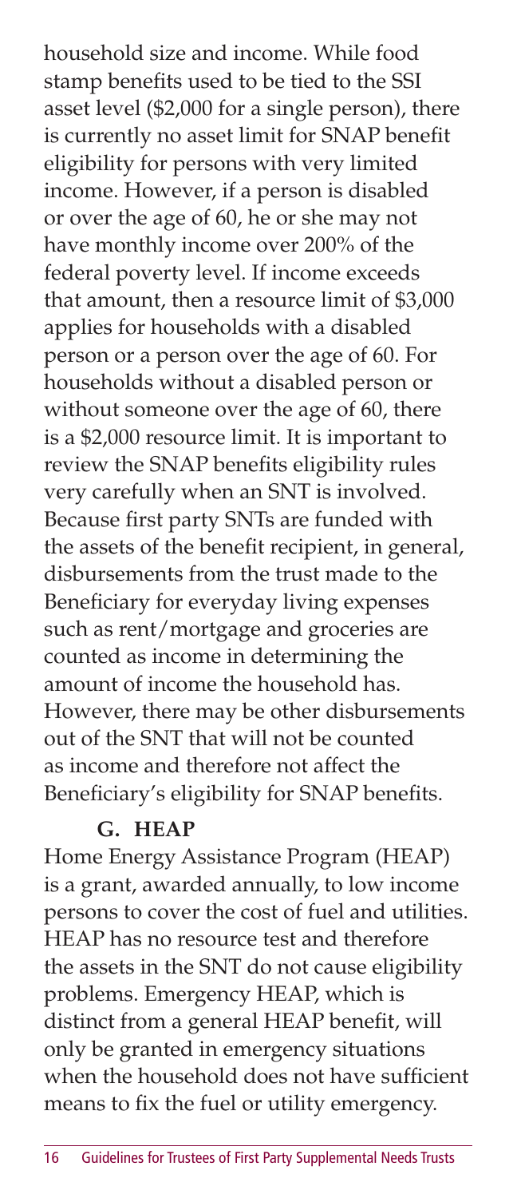household size and income. While food stamp benefits used to be tied to the SSI asset level ($2,000 for a single person), there is currently no asset limit for SNAP benefit eligibility for persons with very limited income. However, if a person is disabled or over the age of 60, he or she may not have monthly income over 200% of the federal poverty level. If income exceeds that amount, then a resource limit of $3,000 applies for households with a disabled person or a person over the age of 60. For households without a disabled person or without someone over the age of 60, there is a $2,000 resource limit. It is important to review the SNAP benefits eligibility rules very carefully when an SNT is involved. Because first party SNTs are funded with the assets of the benefit recipient, in general, disbursements from the trust made to the Beneficiary for everyday living expenses such as rent/mortgage and groceries are counted as income in determining the amount of income the household has. However, there may be other disbursements out of the SNT that will not be counted as income and therefore not affect the Beneficiary's eligibility for SNAP benefits.

### G. HEAP

Home Energy Assistance Program (HEAP) is a grant, awarded annually, to low income persons to cover the cost of fuel and utilities. HEAP has no resource test and therefore the assets in the SNT do not cause eligibility problems. Emergency HEAP, which is distinct from a general HEAP benefit, will only be granted in emergency situations when the household does not have sufficient means to fix the fuel or utility emergency.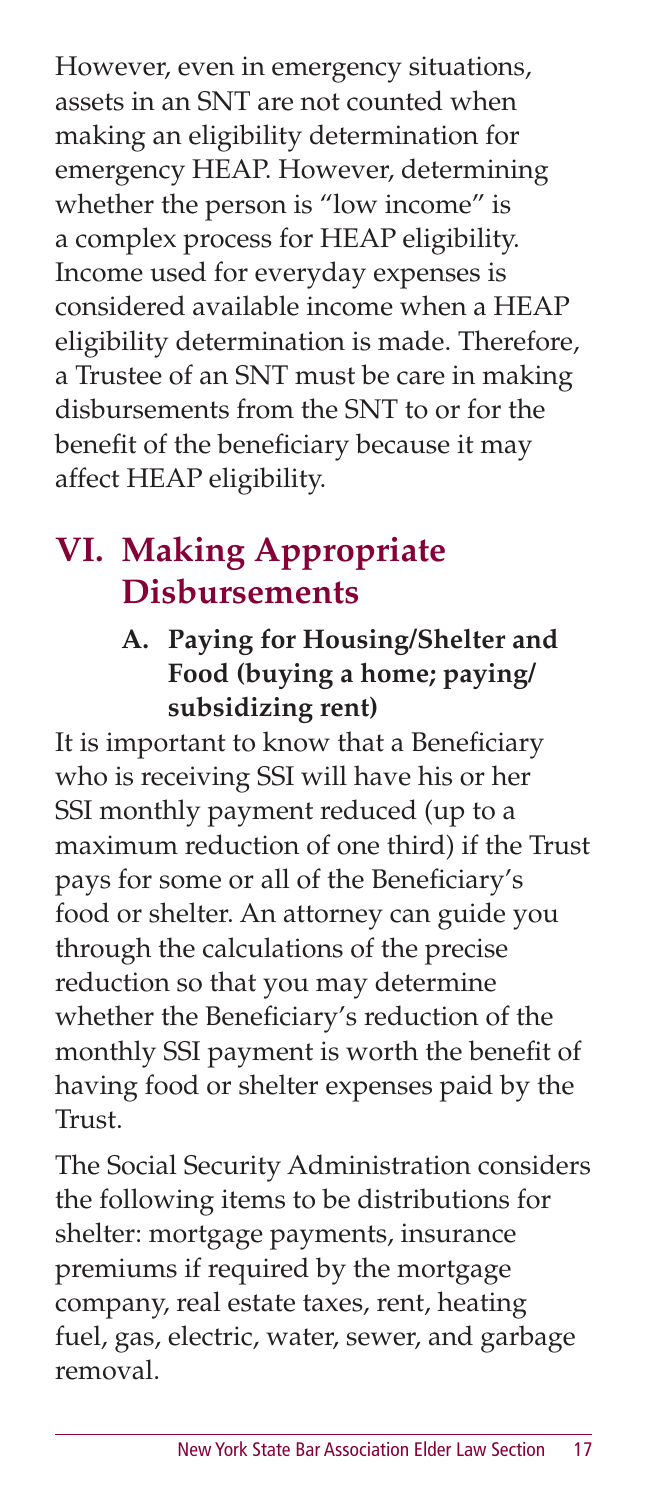However, even in emergency situations, assets in an SNT are not counted when making an eligibility determination for emergency HEAP. However, determining whether the person is "low income" is a complex process for HEAP eligibility. Income used for everyday expenses is considered available income when a HEAP eligibility determination is made. Therefore, a Trustee of an SNT must be care in making disbursements from the SNT to or for the benefit of the beneficiary because it may affect HEAP eligibility.

## VI. Making Appropriate Disbursements

### A. Paying for Housing/Shelter and Food (buying a home; paying/subsidizing rent)

It is important to know that a Beneficiary who is receiving SSI will have his or her SSI monthly payment reduced (up to a maximum reduction of one third) if the Trust pays for some or all of the Beneficiary's food or shelter. An attorney can guide you through the calculations of the precise reduction so that you may determine whether the Beneficiary's reduction of the monthly SSI payment is worth the benefit of having food or shelter expenses paid by the Trust.

The Social Security Administration considers the following items to be distributions for shelter: mortgage payments, insurance premiums if required by the mortgage company, real estate taxes, rent, heating fuel, gas, electric, water, sewer, and garbage removal.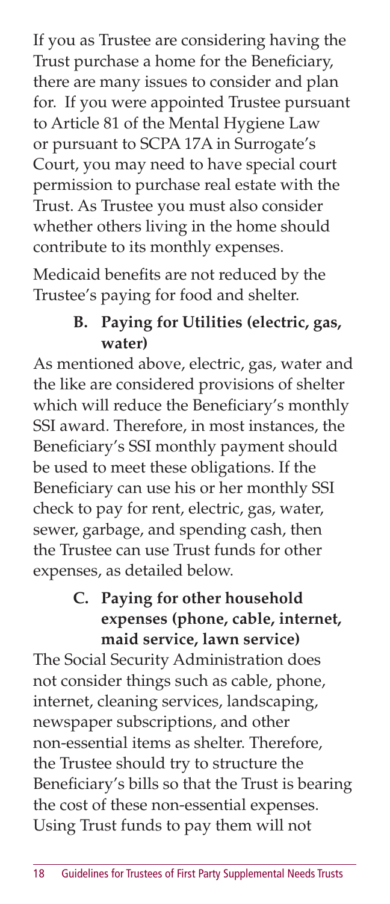If you as Trustee are considering having the Trust purchase a home for the Beneficiary, there are many issues to consider and plan for. If you were appointed Trustee pursuant to Article 81 of the Mental Hygiene Law or pursuant to SCPA 17A in Surrogate's Court, you may need to have special court permission to purchase real estate with the Trust. As Trustee you must also consider whether others living in the home should contribute to its monthly expenses.

Medicaid benefits are not reduced by the Trustee's paying for food and shelter.

### B. Paying for Utilities (electric, gas, water)

As mentioned above, electric, gas, water and the like are considered provisions of shelter which will reduce the Beneficiary's monthly SSI award. Therefore, in most instances, the Beneficiary's SSI monthly payment should be used to meet these obligations. If the Beneficiary can use his or her monthly SSI check to pay for rent, electric, gas, water, sewer, garbage, and spending cash, then the Trustee can use Trust funds for other expenses, as detailed below.

### C. Paying for other household expenses (phone, cable, internet, maid service, lawn service)

The Social Security Administration does not consider things such as cable, phone, internet, cleaning services, landscaping, newspaper subscriptions, and other non-essential items as shelter. Therefore, the Trustee should try to structure the Beneficiary's bills so that the Trust is bearing the cost of these non-essential expenses. Using Trust funds to pay them will not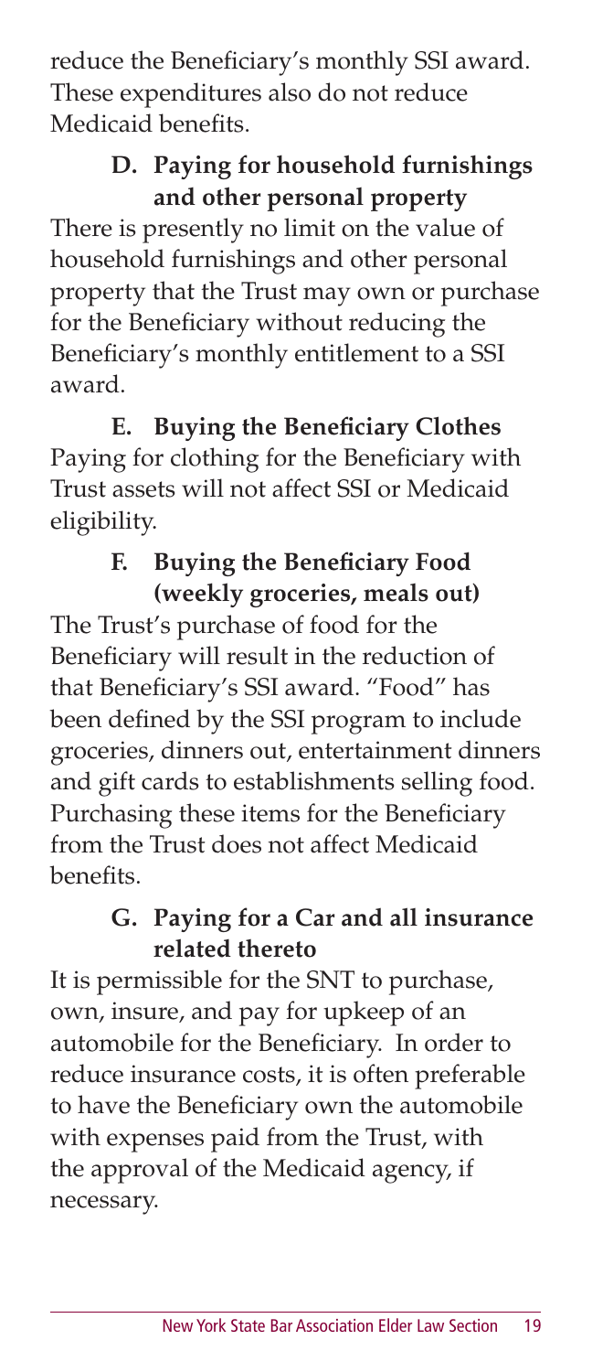reduce the Beneficiary's monthly SSI award. These expenditures also do not reduce Medicaid benefits.

### D. Paying for household furnishings and other personal property

There is presently no limit on the value of household furnishings and other personal property that the Trust may own or purchase for the Beneficiary without reducing the Beneficiary's monthly entitlement to a SSI award.

### E. Buying the Beneficiary Clothes

Paying for clothing for the Beneficiary with Trust assets will not affect SSI or Medicaid eligibility.

### F. Buying the Beneficiary Food (weekly groceries, meals out)

The Trust's purchase of food for the Beneficiary will result in the reduction of that Beneficiary's SSI award. "Food" has been defined by the SSI program to include groceries, dinners out, entertainment dinners and gift cards to establishments selling food. Purchasing these items for the Beneficiary from the Trust does not affect Medicaid benefits.

### G. Paying for a Car and all insurance related thereto

It is permissible for the SNT to purchase, own, insure, and pay for upkeep of an automobile for the Beneficiary. In order to reduce insurance costs, it is often preferable to have the Beneficiary own the automobile with expenses paid from the Trust, with the approval of the Medicaid agency, if necessary.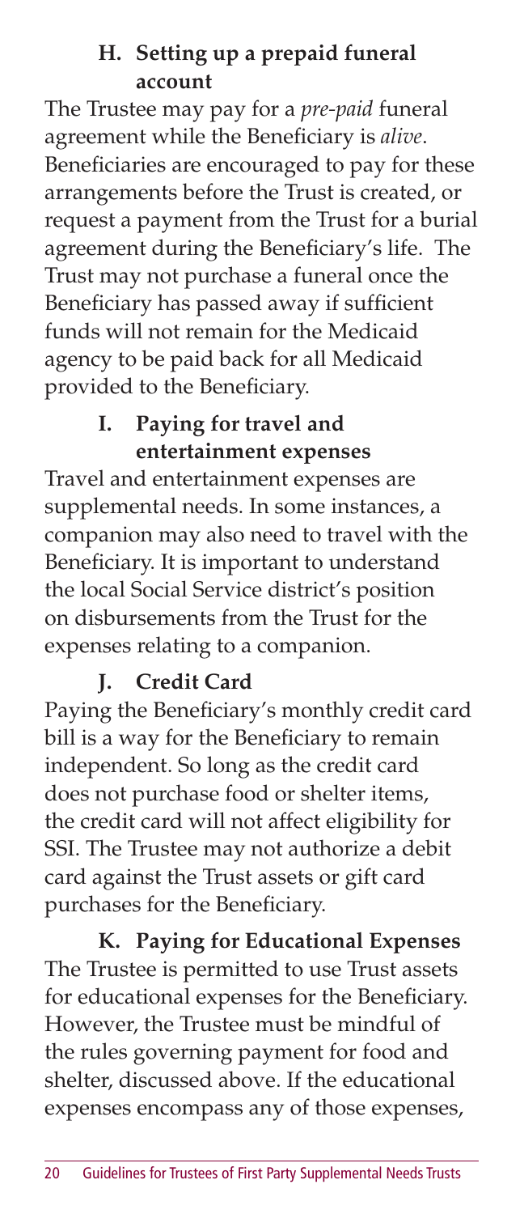### H. Setting up a prepaid funeral account

The Trustee may pay for a *pre-paid* funeral agreement while the Beneficiary is *alive*. Beneficiaries are encouraged to pay for these arrangements before the Trust is created, or request a payment from the Trust for a burial agreement during the Beneficiary's life. The Trust may not purchase a funeral once the Beneficiary has passed away if sufficient funds will not remain for the Medicaid agency to be paid back for all Medicaid provided to the Beneficiary.

### I. Paying for travel and entertainment expenses

Travel and entertainment expenses are supplemental needs. In some instances, a companion may also need to travel with the Beneficiary. It is important to understand the local Social Service district's position on disbursements from the Trust for the expenses relating to a companion.

### J. Credit Card

Paying the Beneficiary's monthly credit card bill is a way for the Beneficiary to remain independent. So long as the credit card does not purchase food or shelter items, the credit card will not affect eligibility for SSI. The Trustee may not authorize a debit card against the Trust assets or gift card purchases for the Beneficiary.

### K. Paying for Educational Expenses

The Trustee is permitted to use Trust assets for educational expenses for the Beneficiary. However, the Trustee must be mindful of the rules governing payment for food and shelter, discussed above. If the educational expenses encompass any of those expenses,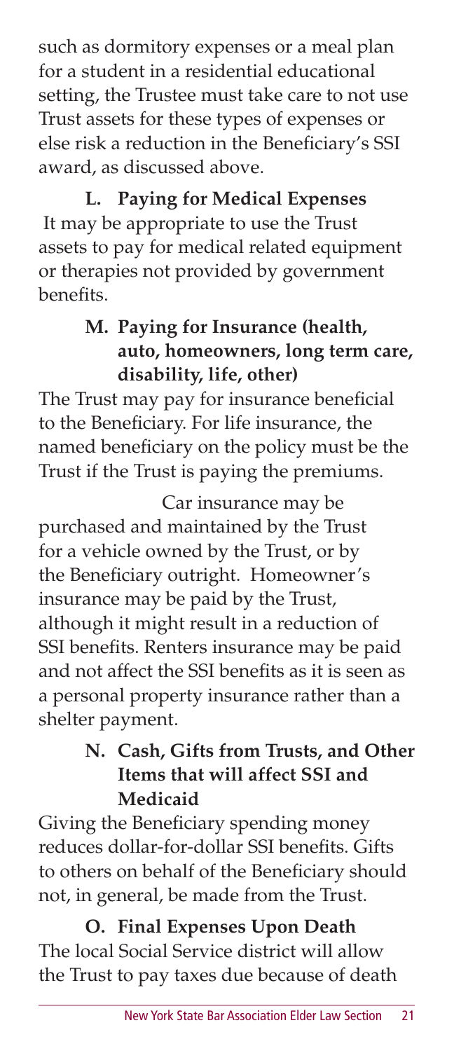such as dormitory expenses or a meal plan for a student in a residential educational setting, the Trustee must take care to not use Trust assets for these types of expenses or else risk a reduction in the Beneficiary's SSI award, as discussed above.

**L. Paying for Medical Expenses**

It may be appropriate to use the Trust assets to pay for medical related equipment or therapies not provided by government benefits.

**M. Paying for Insurance (health, auto, homeowners, long term care, disability, life, other)**

The Trust may pay for insurance beneficial to the Beneficiary. For life insurance, the named beneficiary on the policy must be the Trust if the Trust is paying the premiums.

Car insurance may be purchased and maintained by the Trust for a vehicle owned by the Trust, or by the Beneficiary outright. Homeowner's insurance may be paid by the Trust, although it might result in a reduction of SSI benefits. Renters insurance may be paid and not affect the SSI benefits as it is seen as a personal property insurance rather than a shelter payment.

**N. Cash, Gifts from Trusts, and Other Items that will affect SSI and Medicaid**

Giving the Beneficiary spending money reduces dollar-for-dollar SSI benefits. Gifts to others on behalf of the Beneficiary should not, in general, be made from the Trust.

**O. Final Expenses Upon Death**

The local Social Service district will allow the Trust to pay taxes due because of death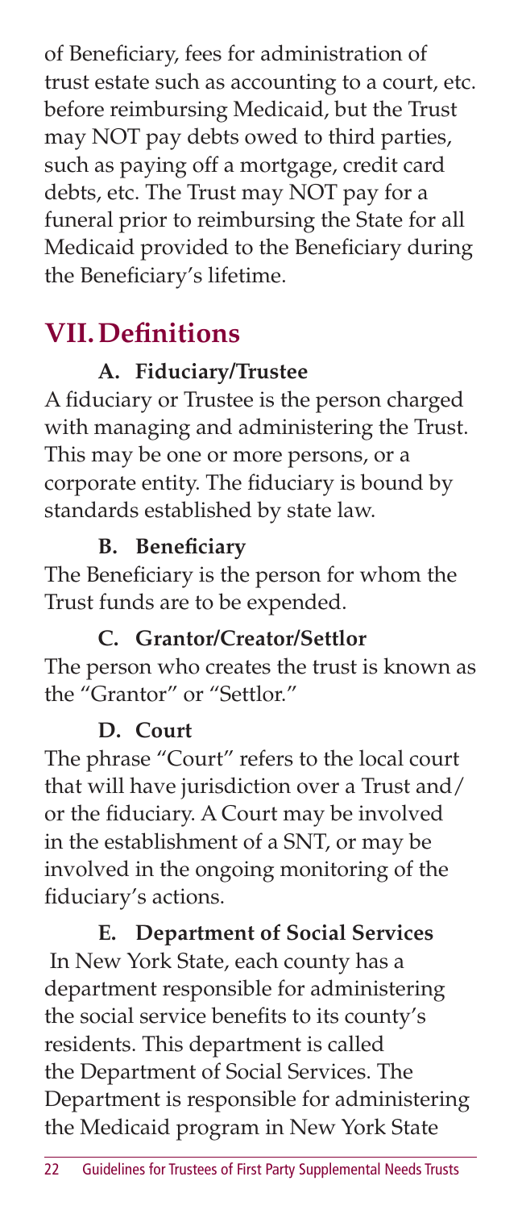of Beneficiary, fees for administration of trust estate such as accounting to a court, etc. before reimbursing Medicaid, but the Trust may NOT pay debts owed to third parties, such as paying off a mortgage, credit card debts, etc. The Trust may NOT pay for a funeral prior to reimbursing the State for all Medicaid provided to the Beneficiary during the Beneficiary's lifetime.

## VII. Definitions

### A. Fiduciary/Trustee

A fiduciary or Trustee is the person charged with managing and administering the Trust. This may be one or more persons, or a corporate entity. The fiduciary is bound by standards established by state law.

### B. Beneficiary

The Beneficiary is the person for whom the Trust funds are to be expended.

### C. Grantor/Creator/Settlor

The person who creates the trust is known as the "Grantor" or "Settlor."

### D. Court

The phrase "Court" refers to the local court that will have jurisdiction over a Trust and/ or the fiduciary. A Court may be involved in the establishment of a SNT, or may be involved in the ongoing monitoring of the fiduciary's actions.

### E. Department of Social Services

In New York State, each county has a department responsible for administering the social service benefits to its county's residents. This department is called the Department of Social Services. The Department is responsible for administering the Medicaid program in New York State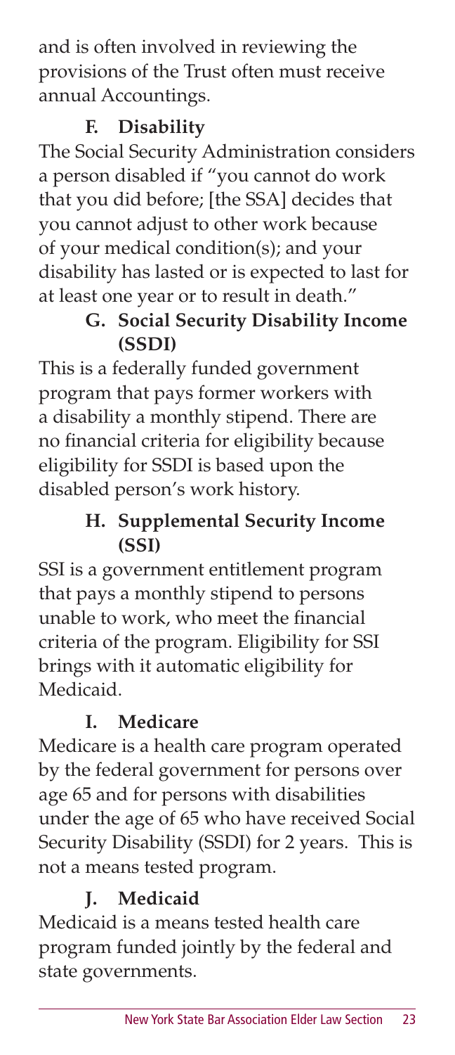and is often involved in reviewing the provisions of the Trust often must receive annual Accountings.

### F. Disability

The Social Security Administration considers a person disabled if "you cannot do work that you did before; [the SSA] decides that you cannot adjust to other work because of your medical condition(s); and your disability has lasted or is expected to last for at least one year or to result in death."

### G. Social Security Disability Income (SSDI)

This is a federally funded government program that pays former workers with a disability a monthly stipend. There are no financial criteria for eligibility because eligibility for SSDI is based upon the disabled person's work history.

### H. Supplemental Security Income (SSI)

SSI is a government entitlement program that pays a monthly stipend to persons unable to work, who meet the financial criteria of the program. Eligibility for SSI brings with it automatic eligibility for Medicaid.

### I. Medicare

Medicare is a health care program operated by the federal government for persons over age 65 and for persons with disabilities under the age of 65 who have received Social Security Disability (SSDI) for 2 years. This is not a means tested program.

### J. Medicaid

Medicaid is a means tested health care program funded jointly by the federal and state governments.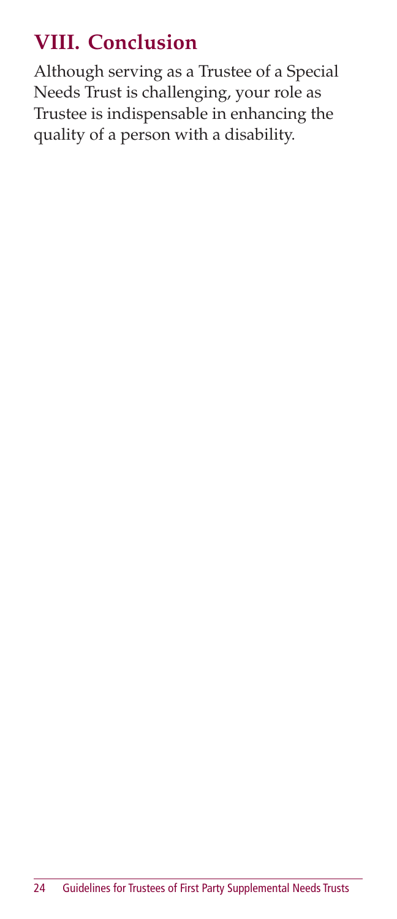## VIII. Conclusion

Although serving as a Trustee of a Special Needs Trust is challenging, your role as Trustee is indispensable in enhancing the quality of a person with a disability.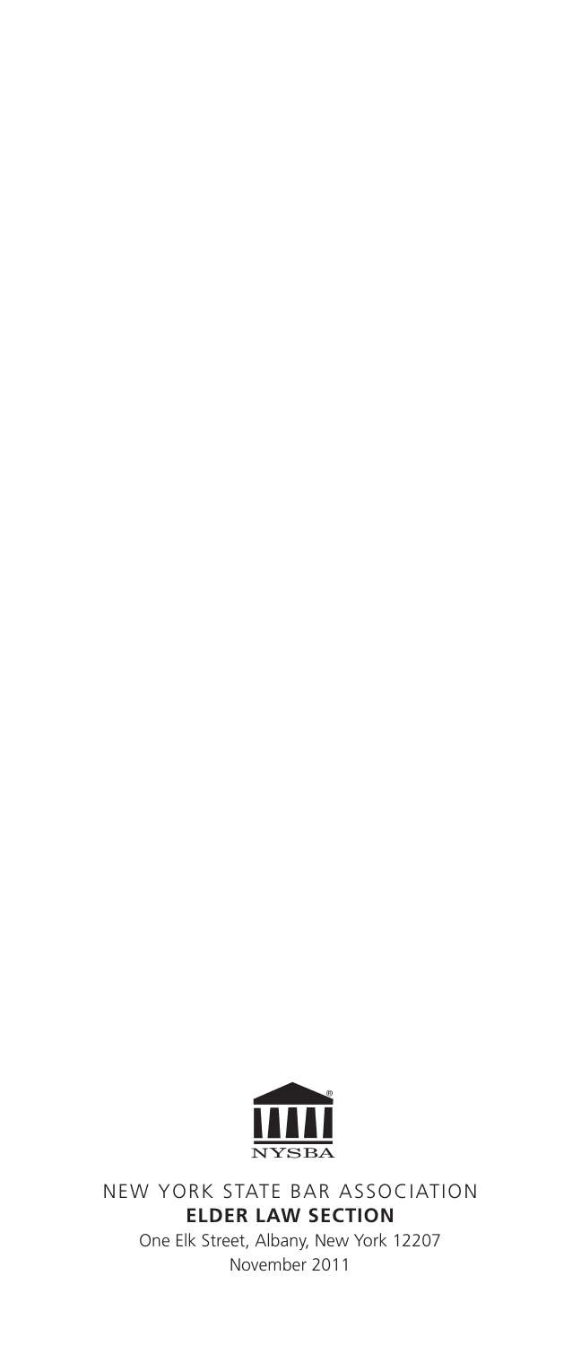NYSBA

NEW YORK STATE BAR ASSOCIATION

**ELDER LAW SECTION**

One Elk Street, Albany, New York 12207

November 2011